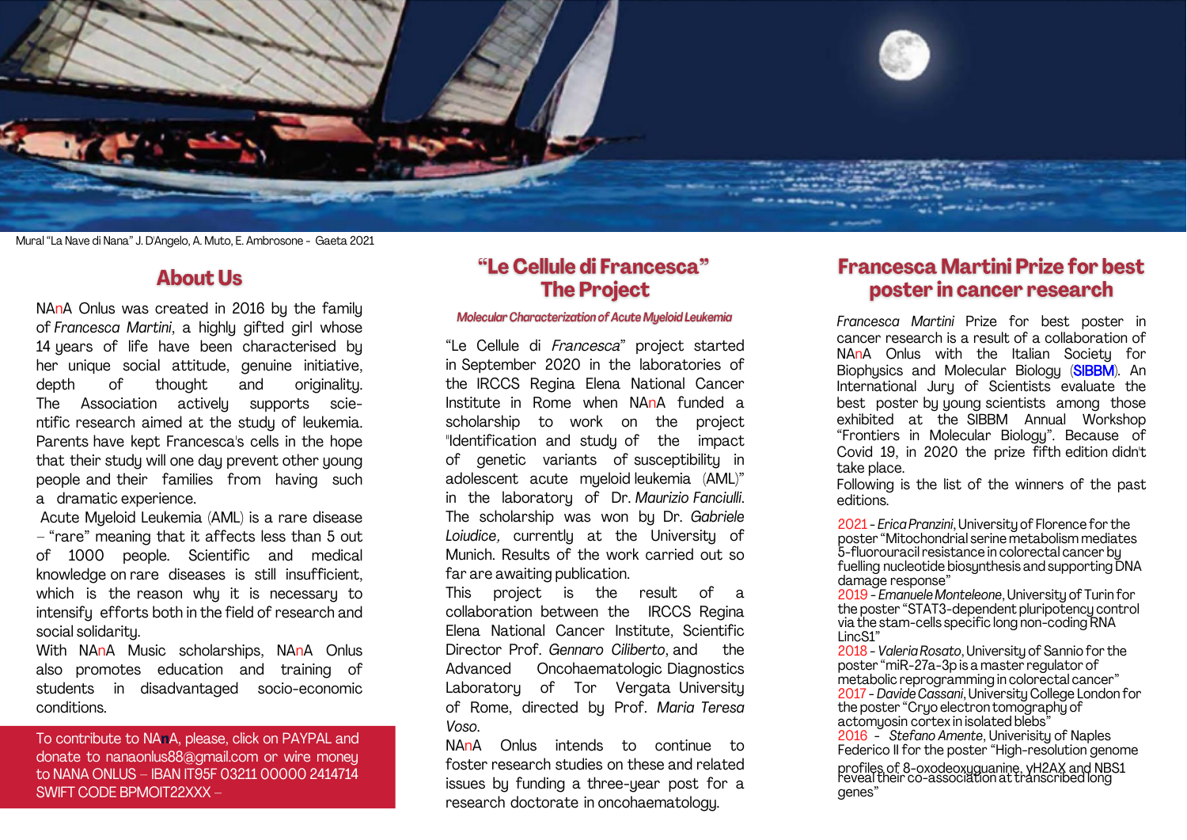Mural "La Nave di Nana" J. D'Angelo, A. Muto, E. Ambrosone - Gaeta 2021

## About Us

NAnA Onlus was created in 2016 by the family of *Francesca Martini*, a highly gifted girl whose 14 years of life have been characterised by her unique social attitude, genuine initiative, depth of thought and originality. The Association actively supports scientific research aimed at the study of leukemia. Parents have kept Francesca's cells in the hope that their study will one day prevent other young people and their families from having such a dramatic experience.

Acute Myeloid Leukemia (AML) is a rare disease – "rare" meaning that it affects less than 5 out of 1000 people. Scientific and medical knowledge on rare diseases is still insufficient, which is the reason why it is necessary to intensify efforts both in the field of research and social solidarity.

With NAnA Music scholarships, NAnA Onlus also promotes education and training of students in disadvantaged socio-economic conditions.

To contribute to NAnA, please, click on PAYPAL and donate to nanaonlus88@gmail.com or wire money to NANA ONLUS – IBAN IT95F 03211 00000 2414714 SWIFT CODE BPMOIT22XXX –

## "Le Cellule di Francesca" The Project

***Molecular Characterization of Acute Myeloid Leukemia***

"Le Cellule di *Francesca*" project started in September 2020 in the laboratories of the IRCCS Regina Elena National Cancer Institute in Rome when NAnA funded a scholarship to work on the project "Identification and study of the impact of genetic variants of susceptibility in adolescent acute myeloid leukemia (AML)" in the laboratory of Dr. *Maurizio Fanciulli*. The scholarship was won by Dr. *Gabriele Loiudice*, currently at the University of Munich. Results of the work carried out so far are awaiting publication.

This project is the result of a collaboration between the IRCCS Regina Elena National Cancer Institute, Scientific Director Prof. *Gennaro Ciliberto*, and the Advanced Oncohaematologic Diagnostics Laboratory of Tor Vergata University of Rome, directed by Prof. *Maria Teresa Voso*.

NAnA Onlus intends to continue to foster research studies on these and related issues by funding a three-year post for a research doctorate in oncohaematology.

## Francesca Martini Prize for best poster in cancer research

*Francesca Martini* Prize for best poster in cancer research is a result of a collaboration of NAnA Onlus with the Italian Society for Biophysics and Molecular Biology (SIBBM). An International Jury of Scientists evaluate the best poster by young scientists among those exhibited at the SIBBM Annual Workshop "Frontiers in Molecular Biology". Because of Covid 19, in 2020 the prize fifth edition didn't take place.

Following is the list of the winners of the past editions.

2021 - *Erica Pranzini*, University of Florence for the poster "Mitochondrial serine metabolism mediates 5-fluorouracil resistance in colorectal cancer by fuelling nucleotide biosynthesis and supporting DNA damage response"

2019 - *Emanuele Monteleone*, University of Turin for the poster "STAT3-dependent pluripotency control via the stam-cells specific long non-coding RNA LincS1"

2018 - *Valeria Rosato*, University of Sannio for the poster "miR-27a-3p is a master regulator of metabolic reprogramming in colorectal cancer"

2017 - *Davide Cassani*, University College London for the poster "Cryo electron tomography of actomyosin cortex in isolated blebs"

2016 - *Stefano Amente*, University of Naples Federico II for the poster "High-resolution genome profiles of 8-oxodeoxyguanine, γH2AX and NBS1 reveal their co-association at transcribed long genes"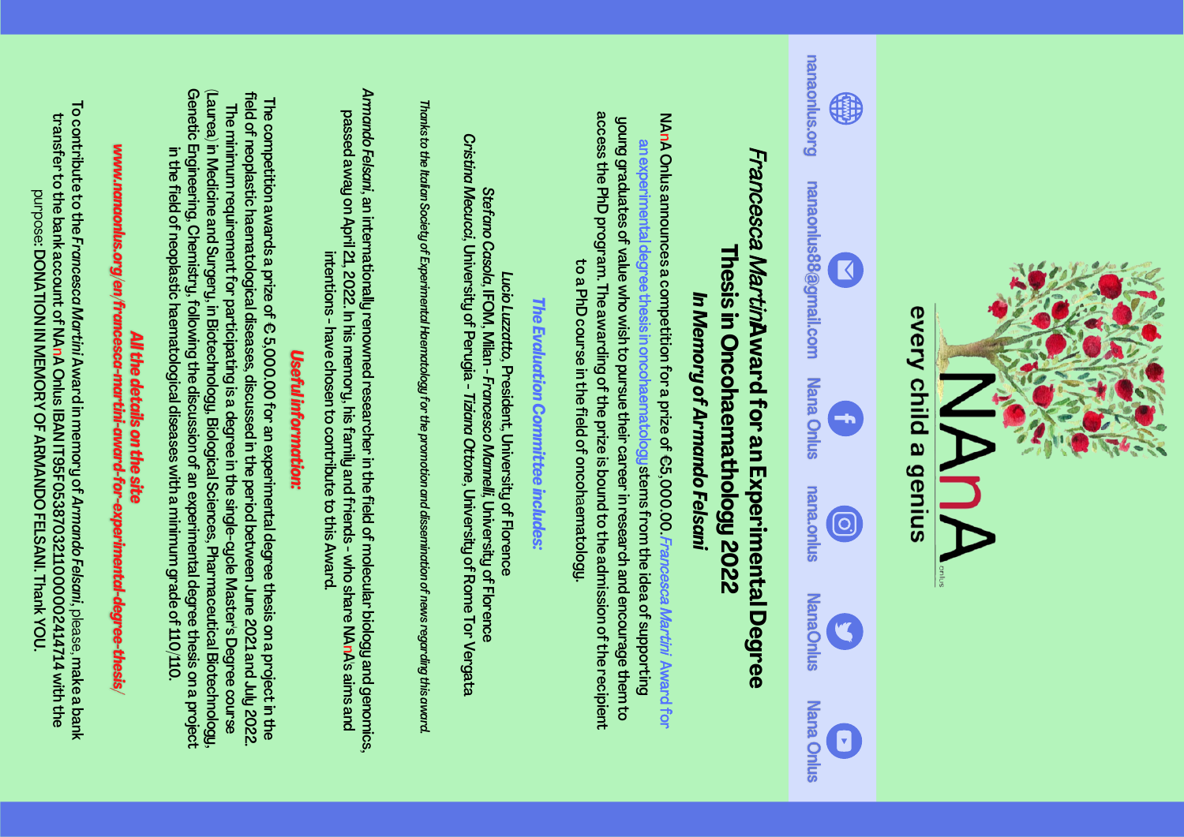NAnA onlus

every child a genius

# Francesca Martini Award for an Experimental Degree Thesis in Oncohaematology 2022

### *In Memory of Armando Felsani*

NAnA Onlus announces a competition for a prize of €5,000.00. *Francesca Martini* Award for an experimental degree thesis in oncohaematology stems from the idea of supporting young graduates of value who wish to pursue their career in research and encourage them to access the PhD program. The awarding of the prize is bound to the admission of the recipient to a PhD course in the field of oncohaematology.

**The Evaluation Committee includes:**

*Lucio Luzzatto*, President, University of Florence
*Stefano Casola*, IFOM, Milan - *Francesco Mannelli*, University of Florence
*Cristina Mecucci*, University of Perugia - *Tiziana Ottone*, University of Rome Tor Vergata

*Thanks to the Italian Society of Experimental Haematology for the promotion and dissemination of news regarding this award.*

*Armando Felsani*, an internationally renowned researcher in the field of molecular biology and genomics, passed away on April 21, 2022. In his memory, his family and friends - who share NAnA's aims and intentions - have chosen to contribute to this Award.

**Useful information:**

The competition awards a prize of € 5,000.00 for an experimental degree thesis on a project in the field of neoplastic haematological diseases, discussed in the period between June 2021 and July 2022. The minimum requirement for participating is a degree in the single-cycle Master's Degree course (Laurea) in Medicine and Surgery, in Biotechnology, Biological Sciences, Pharmaceutical Biotechnology, Genetic Engineering, Chemistry, following the discussion of an experimental degree thesis on a project in the field of neoplastic haematological diseases with a minimum grade of 110/110.

**All the details on the site**
**www.nanaonlus.org/en/francesca-martini-award-for-experimental-degree-thesis/**

To contribute to the *Francesca Martini* Award in memory of *Armando Felsani*, please, make a bank transfer to the bank account of NAnA Onlus IBAN IT95F0538703211000002414714 with the purpose: DONATION IN MEMORY OF ARMANDO FELSANI. Thank YOU.

nanaonlus.org | nanaonlus88@gmail.com | Nana Onlus | nana.onlus | NanaOnlus | Nana Onlus